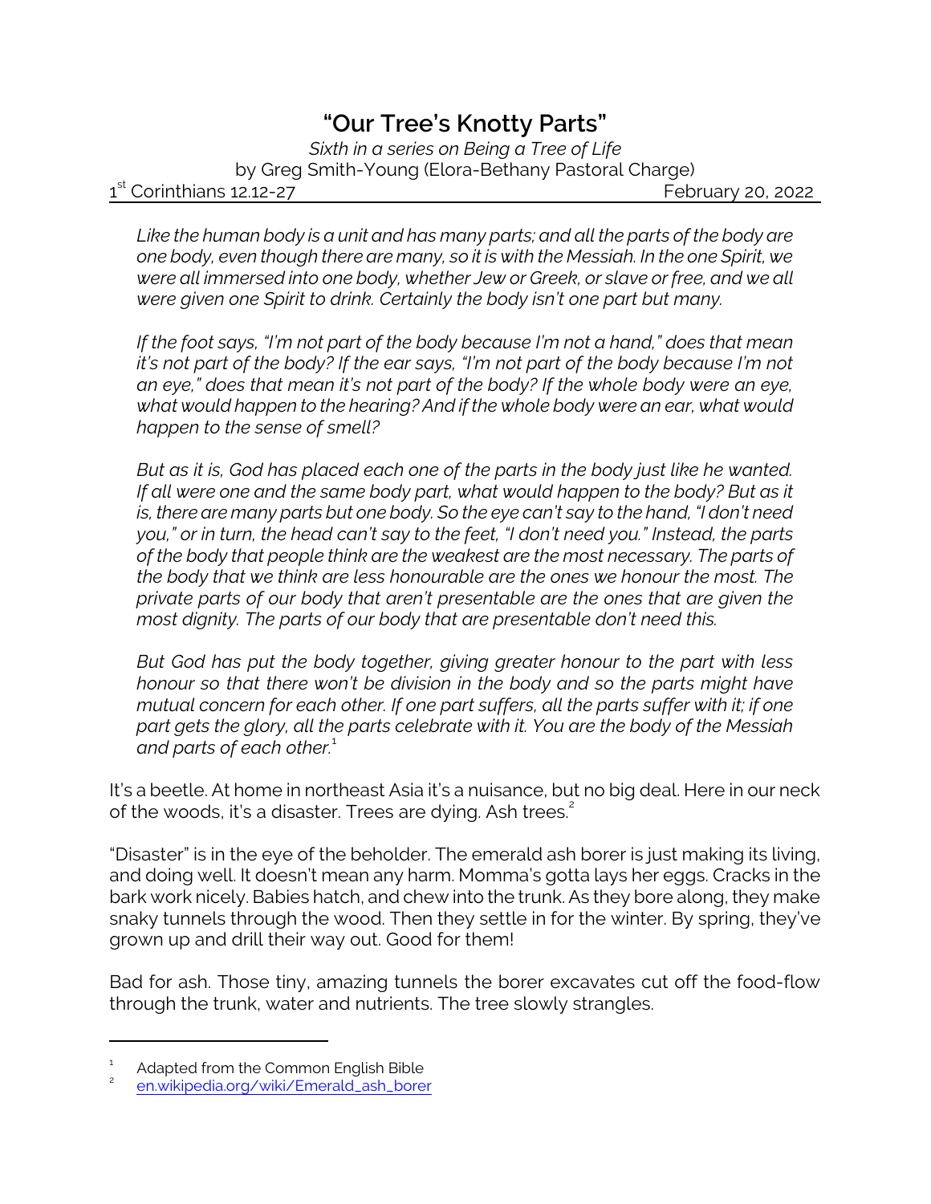# "Our Tree's Knotty Parts"

*Sixth in a series on Being a Tree of Life*
by Greg Smith-Young (Elora-Bethany Pastoral Charge)

1st Corinthians 12.12-27 February 20, 2022

*Like the human body is a unit and has many parts; and all the parts of the body are one body, even though there are many, so it is with the Messiah. In the one Spirit, we were all immersed into one body, whether Jew or Greek, or slave or free, and we all were given one Spirit to drink. Certainly the body isn't one part but many.*

*If the foot says, "I'm not part of the body because I'm not a hand," does that mean it's not part of the body? If the ear says, "I'm not part of the body because I'm not an eye," does that mean it's not part of the body? If the whole body were an eye, what would happen to the hearing? And if the whole body were an ear, what would happen to the sense of smell?*

*But as it is, God has placed each one of the parts in the body just like he wanted. If all were one and the same body part, what would happen to the body? But as it is, there are many parts but one body. So the eye can't say to the hand, "I don't need you," or in turn, the head can't say to the feet, "I don't need you." Instead, the parts of the body that people think are the weakest are the most necessary. The parts of the body that we think are less honourable are the ones we honour the most. The private parts of our body that aren't presentable are the ones that are given the most dignity. The parts of our body that are presentable don't need this.*

*But God has put the body together, giving greater honour to the part with less honour so that there won't be division in the body and so the parts might have mutual concern for each other. If one part suffers, all the parts suffer with it; if one part gets the glory, all the parts celebrate with it. You are the body of the Messiah and parts of each other.*[1]

It's a beetle. At home in northeast Asia it's a nuisance, but no big deal. Here in our neck of the woods, it's a disaster. Trees are dying. Ash trees.[2]

"Disaster" is in the eye of the beholder. The emerald ash borer is just making its living, and doing well. It doesn't mean any harm. Momma's gotta lays her eggs. Cracks in the bark work nicely. Babies hatch, and chew into the trunk. As they bore along, they make snaky tunnels through the wood. Then they settle in for the winter. By spring, they've grown up and drill their way out. Good for them!

Bad for ash. Those tiny, amazing tunnels the borer excavates cut off the food-flow through the trunk, water and nutrients. The tree slowly strangles.

---

[1] Adapted from the Common English Bible

[2] en.wikipedia.org/wiki/Emerald_ash_borer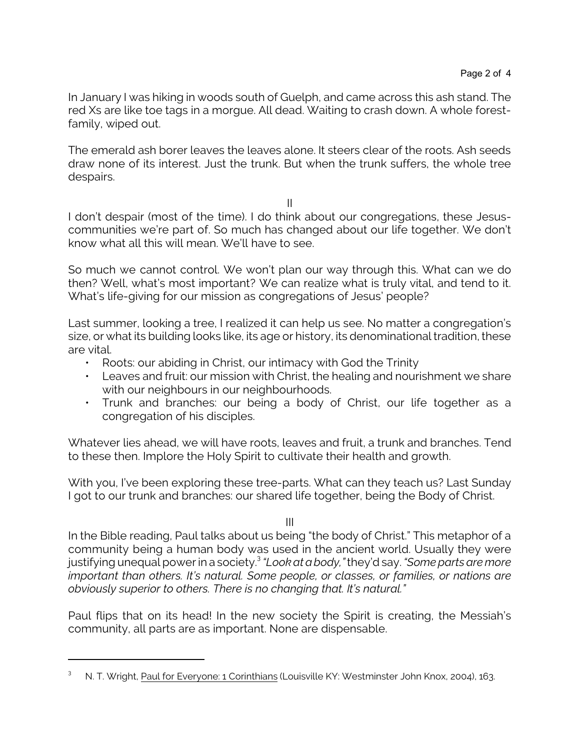In January I was hiking in woods south of Guelph, and came across this ash stand. The red Xs are like toe tags in a morgue. All dead. Waiting to crash down. A whole forest-family, wiped out.

The emerald ash borer leaves the leaves alone. It steers clear of the roots. Ash seeds draw none of its interest. Just the trunk. But when the trunk suffers, the whole tree despairs.

II

I don't despair (most of the time). I do think about our congregations, these Jesus-communities we're part of. So much has changed about our life together. We don't know what all this will mean. We'll have to see.

So much we cannot control. We won't plan our way through this. What can we do then? Well, what's most important? We can realize what is truly vital, and tend to it. What's life-giving for our mission as congregations of Jesus' people?

Last summer, looking a tree, I realized it can help us see. No matter a congregation's size, or what its building looks like, its age or history, its denominational tradition, these are vital.

- Roots: our abiding in Christ, our intimacy with God the Trinity
- Leaves and fruit: our mission with Christ, the healing and nourishment we share with our neighbours in our neighbourhoods.
- Trunk and branches: our being a body of Christ, our life together as a congregation of his disciples.

Whatever lies ahead, we will have roots, leaves and fruit, a trunk and branches. Tend to these then. Implore the Holy Spirit to cultivate their health and growth.

With you, I've been exploring these tree-parts. What can they teach us? Last Sunday I got to our trunk and branches: our shared life together, being the Body of Christ.

III

In the Bible reading, Paul talks about us being "the body of Christ." This metaphor of a community being a human body was used in the ancient world. Usually they were justifying unequal power in a society.[3] *"Look at a body,"* they'd say. *"Some parts are more important than others. It's natural. Some people, or classes, or families, or nations are obviously superior to others. There is no changing that. It's natural."*

Paul flips that on its head! In the new society the Spirit is creating, the Messiah's community, all parts are as important. None are dispensable.

---

[3] N. T. Wright, Paul for Everyone: 1 Corinthians (Louisville KY: Westminster John Knox, 2004), 163.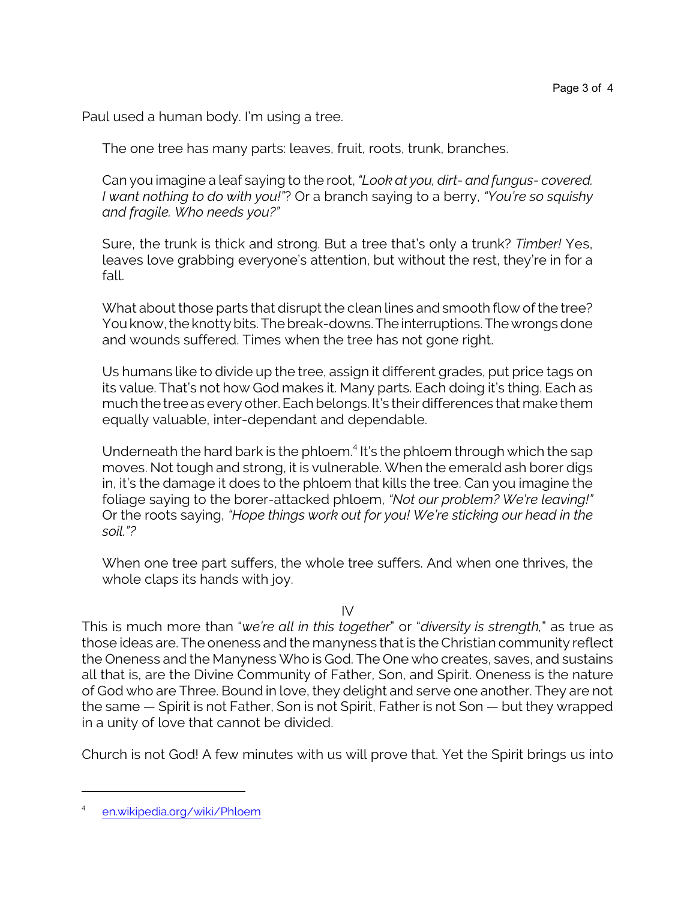Paul used a human body. I'm using a tree.

> The one tree has many parts: leaves, fruit, roots, trunk, branches.
>
> Can you imagine a leaf saying to the root, *"Look at you, dirt- and fungus- covered. I want nothing to do with you!"*? Or a branch saying to a berry, *"You're so squishy and fragile. Who needs you?"*
>
> Sure, the trunk is thick and strong. But a tree that's only a trunk? *Timber!* Yes, leaves love grabbing everyone's attention, but without the rest, they're in for a fall.
>
> What about those parts that disrupt the clean lines and smooth flow of the tree? You know, the knotty bits. The break-downs. The interruptions. The wrongs done and wounds suffered. Times when the tree has not gone right.
>
> Us humans like to divide up the tree, assign it different grades, put price tags on its value. That's not how God makes it. Many parts. Each doing it's thing. Each as much the tree as every other. Each belongs. It's their differences that make them equally valuable, inter-dependant and dependable.
>
> Underneath the hard bark is the phloem.[4] It's the phloem through which the sap moves. Not tough and strong, it is vulnerable. When the emerald ash borer digs in, it's the damage it does to the phloem that kills the tree. Can you imagine the foliage saying to the borer-attacked phloem, *"Not our problem? We're leaving!"* Or the roots saying, *"Hope things work out for you! We're sticking our head in the soil."?*
>
> When one tree part suffers, the whole tree suffers. And when one thrives, the whole claps its hands with joy.

IV

This is much more than "*we're all in this together*" or "*diversity is strength,*" as true as those ideas are. The oneness and the manyness that is the Christian community reflect the Oneness and the Manyness Who is God. The One who creates, saves, and sustains all that is, are the Divine Community of Father, Son, and Spirit. Oneness is the nature of God who are Three. Bound in love, they delight and serve one another. They are not the same — Spirit is not Father, Son is not Spirit, Father is not Son — but they wrapped in a unity of love that cannot be divided.

Church is not God! A few minutes with us will prove that. Yet the Spirit brings us into

---

[4] en.wikipedia.org/wiki/Phloem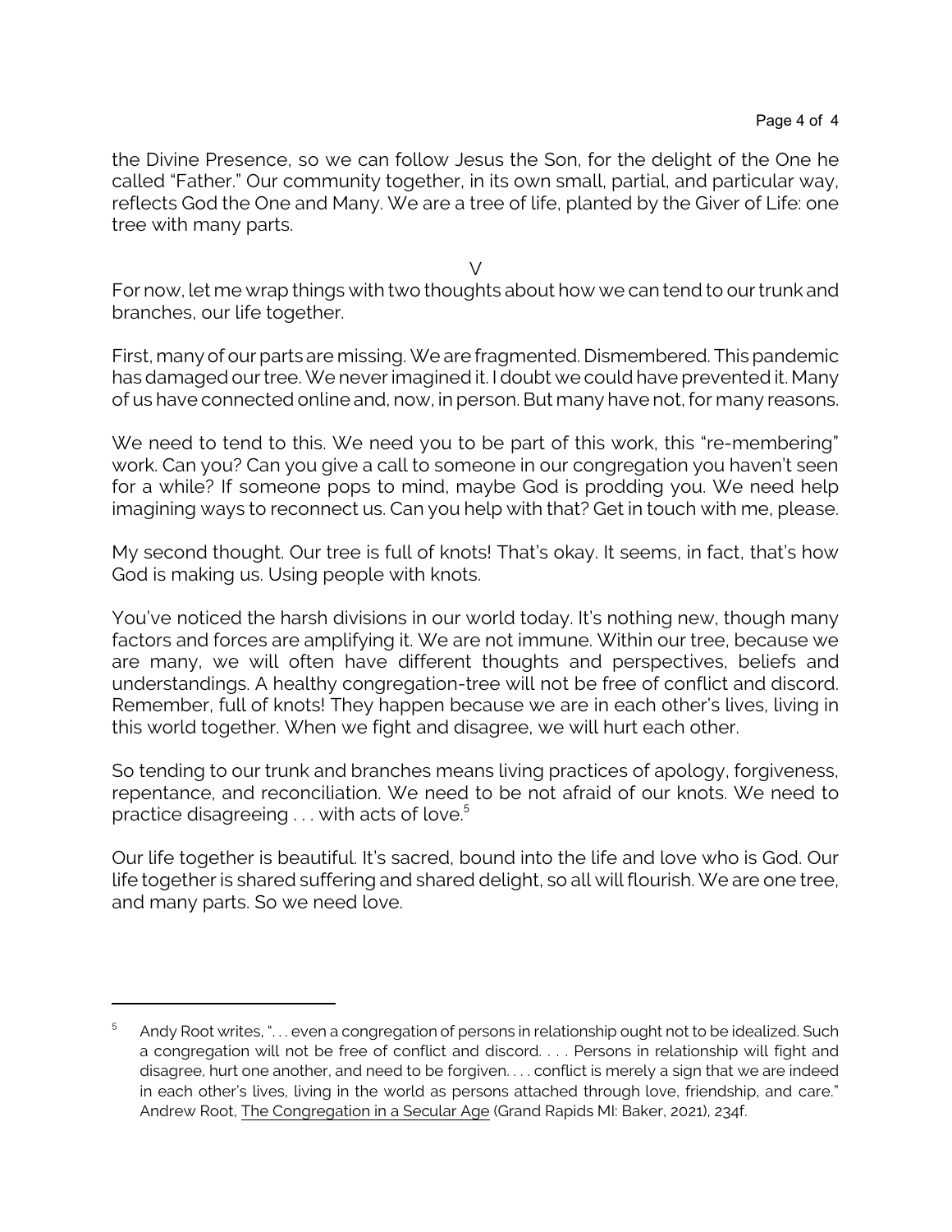the Divine Presence, so we can follow Jesus the Son, for the delight of the One he called "Father." Our community together, in its own small, partial, and particular way, reflects God the One and Many. We are a tree of life, planted by the Giver of Life: one tree with many parts.

V

For now, let me wrap things with two thoughts about how we can tend to our trunk and branches, our life together.

First, many of our parts are missing. We are fragmented. Dismembered. This pandemic has damaged our tree. We never imagined it. I doubt we could have prevented it. Many of us have connected online and, now, in person. But many have not, for many reasons.

We need to tend to this. We need you to be part of this work, this "re-membering" work. Can you? Can you give a call to someone in our congregation you haven't seen for a while? If someone pops to mind, maybe God is prodding you. We need help imagining ways to reconnect us. Can you help with that? Get in touch with me, please.

My second thought. Our tree is full of knots! That's okay. It seems, in fact, that's how God is making us. Using people with knots.

You've noticed the harsh divisions in our world today. It's nothing new, though many factors and forces are amplifying it. We are not immune. Within our tree, because we are many, we will often have different thoughts and perspectives, beliefs and understandings. A healthy congregation-tree will not be free of conflict and discord. Remember, full of knots! They happen because we are in each other's lives, living in this world together. When we fight and disagree, we will hurt each other.

So tending to our trunk and branches means living practices of apology, forgiveness, repentance, and reconciliation. We need to be not afraid of our knots. We need to practice disagreeing . . . with acts of love.[5]

Our life together is beautiful. It's sacred, bound into the life and love who is God. Our life together is shared suffering and shared delight, so all will flourish. We are one tree, and many parts. So we need love.

---

[5] Andy Root writes, ". . . even a congregation of persons in relationship ought not to be idealized. Such a congregation will not be free of conflict and discord. . . . Persons in relationship will fight and disagree, hurt one another, and need to be forgiven. . . . conflict is merely a sign that we are indeed in each other's lives, living in the world as persons attached through love, friendship, and care." Andrew Root, The Congregation in a Secular Age (Grand Rapids MI: Baker, 2021), 234f.